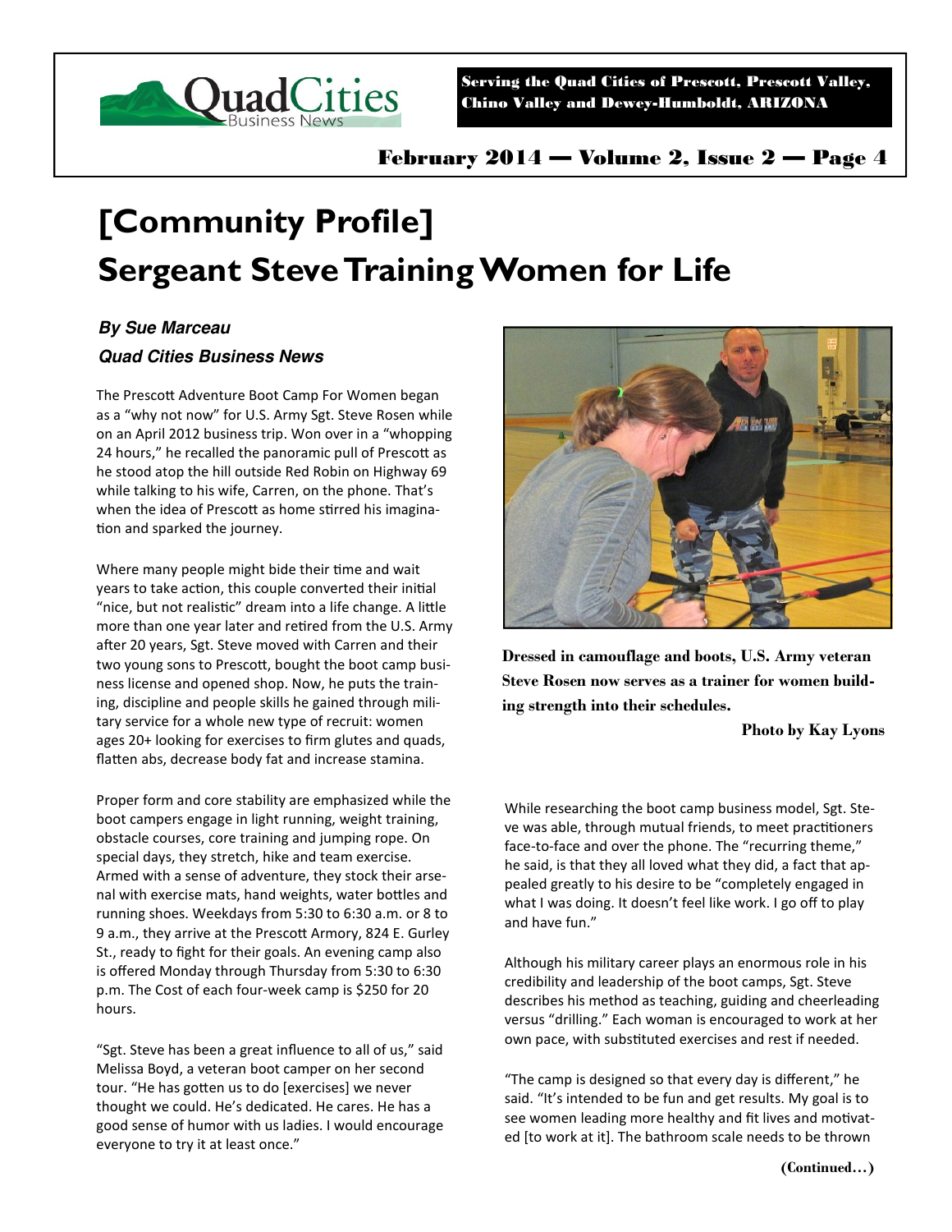# [Community Profile]
# Sergeant Steve Training Women for Life

***By Sue Marceau***

***Quad Cities Business News***

The Prescott Adventure Boot Camp For Women began as a "why not now" for U.S. Army Sgt. Steve Rosen while on an April 2012 business trip. Won over in a "whopping 24 hours," he recalled the panoramic pull of Prescott as he stood atop the hill outside Red Robin on Highway 69 while talking to his wife, Carren, on the phone. That's when the idea of Prescott as home stirred his imagination and sparked the journey.

Where many people might bide their time and wait years to take action, this couple converted their initial "nice, but not realistic" dream into a life change. A little more than one year later and retired from the U.S. Army after 20 years, Sgt. Steve moved with Carren and their two young sons to Prescott, bought the boot camp business license and opened shop. Now, he puts the training, discipline and people skills he gained through military service for a whole new type of recruit: women ages 20+ looking for exercises to firm glutes and quads, flatten abs, decrease body fat and increase stamina.

Proper form and core stability are emphasized while the boot campers engage in light running, weight training, obstacle courses, core training and jumping rope. On special days, they stretch, hike and team exercise. Armed with a sense of adventure, they stock their arsenal with exercise mats, hand weights, water bottles and running shoes. Weekdays from 5:30 to 6:30 a.m. or 8 to 9 a.m., they arrive at the Prescott Armory, 824 E. Gurley St., ready to fight for their goals. An evening camp also is offered Monday through Thursday from 5:30 to 6:30 p.m. The Cost of each four-week camp is $250 for 20 hours.

"Sgt. Steve has been a great influence to all of us," said Melissa Boyd, a veteran boot camper on her second tour. "He has gotten us to do [exercises] we never thought we could. He's dedicated. He cares. He has a good sense of humor with us ladies. I would encourage everyone to try it at least once."

**Dressed in camouflage and boots, U.S. Army veteran Steve Rosen now serves as a trainer for women building strength into their schedules.**

**Photo by Kay Lyons**

While researching the boot camp business model, Sgt. Steve was able, through mutual friends, to meet practitioners face-to-face and over the phone. The "recurring theme," he said, is that they all loved what they did, a fact that appealed greatly to his desire to be "completely engaged in what I was doing. It doesn't feel like work. I go off to play and have fun."

Although his military career plays an enormous role in his credibility and leadership of the boot camps, Sgt. Steve describes his method as teaching, guiding and cheerleading versus "drilling." Each woman is encouraged to work at her own pace, with substituted exercises and rest if needed.

"The camp is designed so that every day is different," he said. "It's intended to be fun and get results. My goal is to see women leading more healthy and fit lives and motivated [to work at it]. The bathroom scale needs to be thrown

**(Continued…)**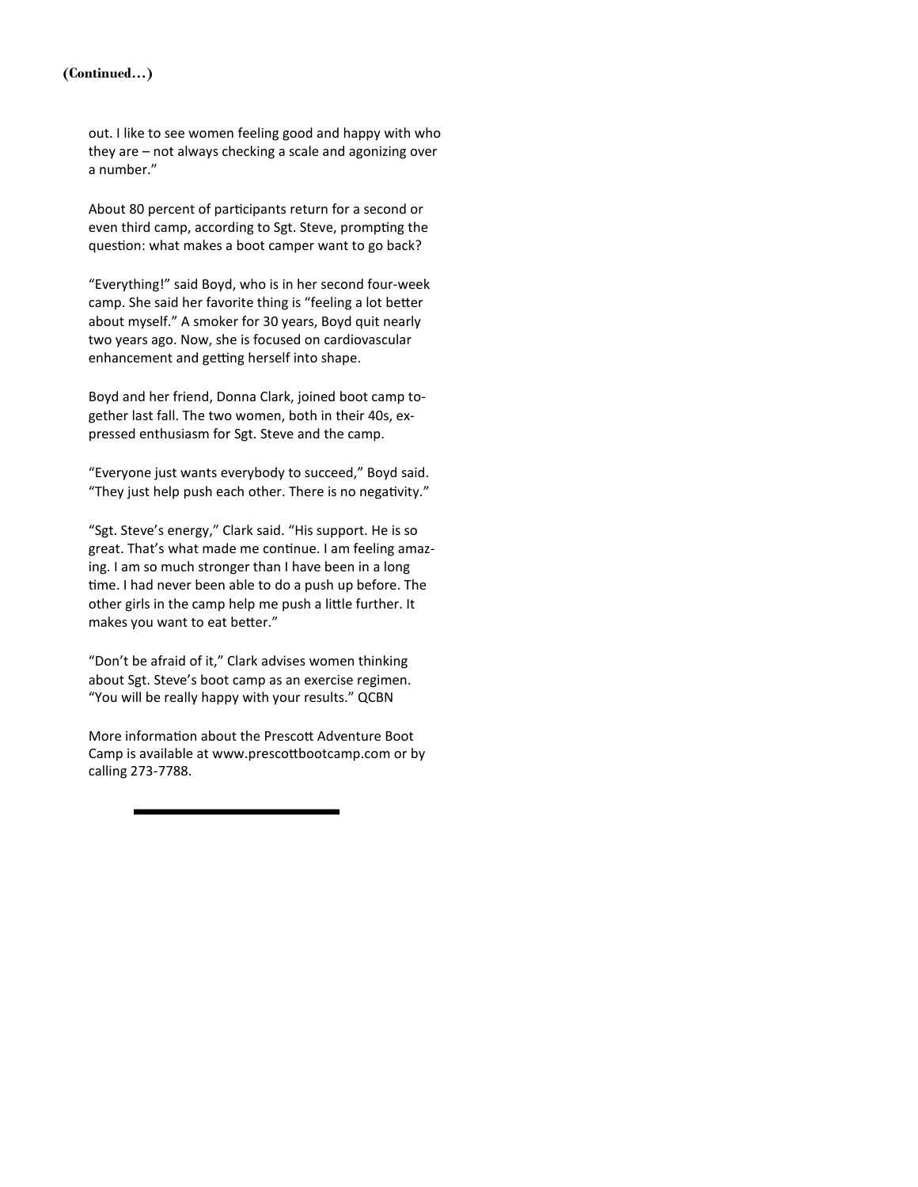**(Continued…)**

out. I like to see women feeling good and happy with who they are – not always checking a scale and agonizing over a number."

About 80 percent of participants return for a second or even third camp, according to Sgt. Steve, prompting the question: what makes a boot camper want to go back?

"Everything!" said Boyd, who is in her second four-week camp. She said her favorite thing is "feeling a lot better about myself." A smoker for 30 years, Boyd quit nearly two years ago. Now, she is focused on cardiovascular enhancement and getting herself into shape.

Boyd and her friend, Donna Clark, joined boot camp together last fall. The two women, both in their 40s, expressed enthusiasm for Sgt. Steve and the camp.

"Everyone just wants everybody to succeed," Boyd said. "They just help push each other. There is no negativity."

"Sgt. Steve's energy," Clark said. "His support. He is so great. That's what made me continue. I am feeling amazing. I am so much stronger than I have been in a long time. I had never been able to do a push up before. The other girls in the camp help me push a little further. It makes you want to eat better."

"Don't be afraid of it," Clark advises women thinking about Sgt. Steve's boot camp as an exercise regimen. "You will be really happy with your results." QCBN

More information about the Prescott Adventure Boot Camp is available at www.prescottbootcamp.com or by calling 273-7788.